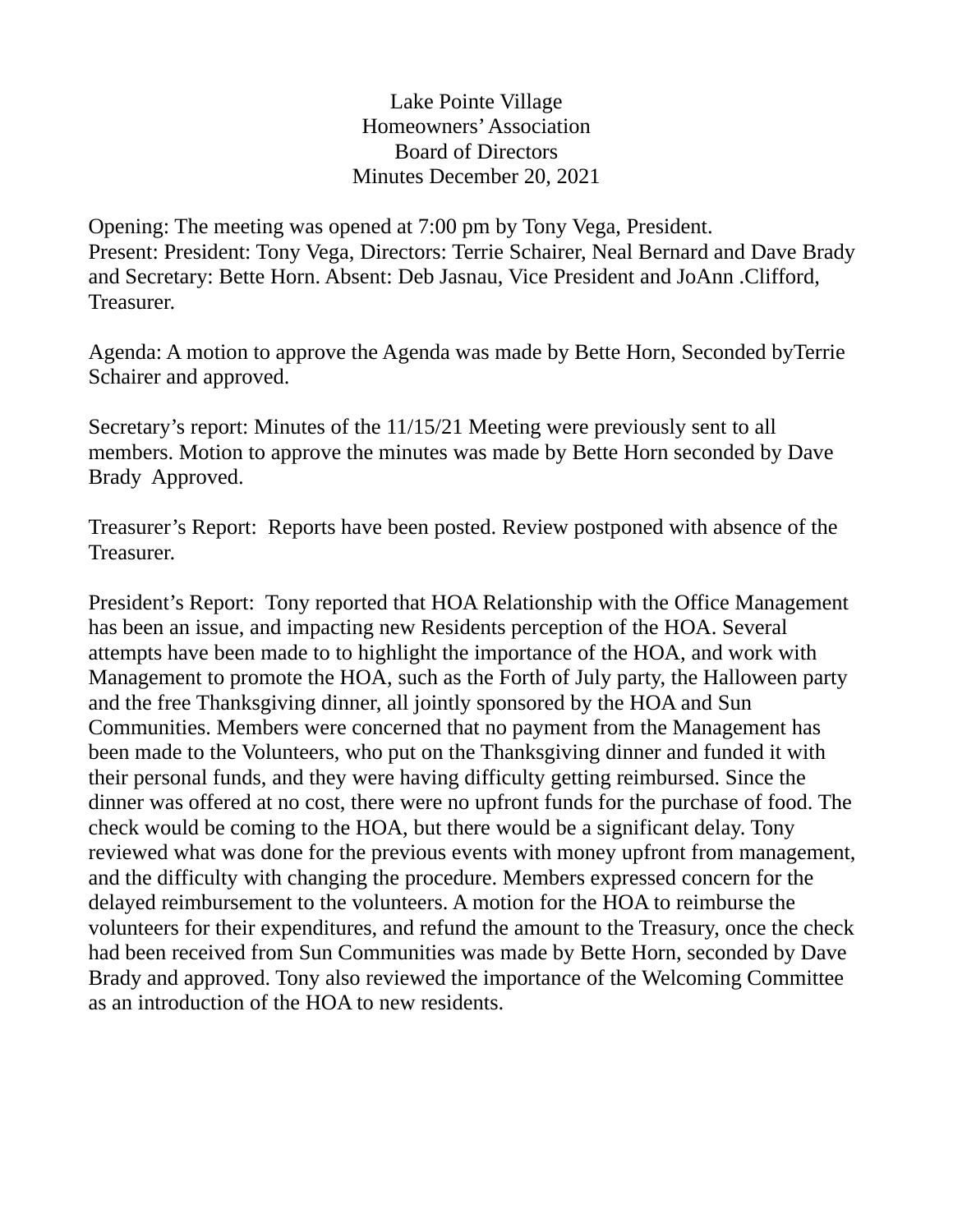Lake Pointe Village
Homeowners' Association
Board of Directors
Minutes December 20, 2021

Opening: The meeting was opened at 7:00 pm by Tony Vega, President.
Present: President: Tony Vega, Directors: Terrie Schairer, Neal Bernard and Dave Brady and Secretary: Bette Horn. Absent: Deb Jasnau, Vice President and JoAnn .Clifford, Treasurer.

Agenda: A motion to approve the Agenda was made by Bette Horn, Seconded byTerrie Schairer and approved.

Secretary's report: Minutes of the 11/15/21 Meeting were previously sent to all members. Motion to approve the minutes was made by Bette Horn seconded by Dave Brady Approved.

Treasurer's Report: Reports have been posted. Review postponed with absence of the Treasurer.

President's Report: Tony reported that HOA Relationship with the Office Management has been an issue, and impacting new Residents perception of the HOA. Several attempts have been made to to highlight the importance of the HOA, and work with Management to promote the HOA, such as the Forth of July party, the Halloween party and the free Thanksgiving dinner, all jointly sponsored by the HOA and Sun Communities. Members were concerned that no payment from the Management has been made to the Volunteers, who put on the Thanksgiving dinner and funded it with their personal funds, and they were having difficulty getting reimbursed. Since the dinner was offered at no cost, there were no upfront funds for the purchase of food. The check would be coming to the HOA, but there would be a significant delay. Tony reviewed what was done for the previous events with money upfront from management, and the difficulty with changing the procedure. Members expressed concern for the delayed reimbursement to the volunteers. A motion for the HOA to reimburse the volunteers for their expenditures, and refund the amount to the Treasury, once the check had been received from Sun Communities was made by Bette Horn, seconded by Dave Brady and approved. Tony also reviewed the importance of the Welcoming Committee as an introduction of the HOA to new residents.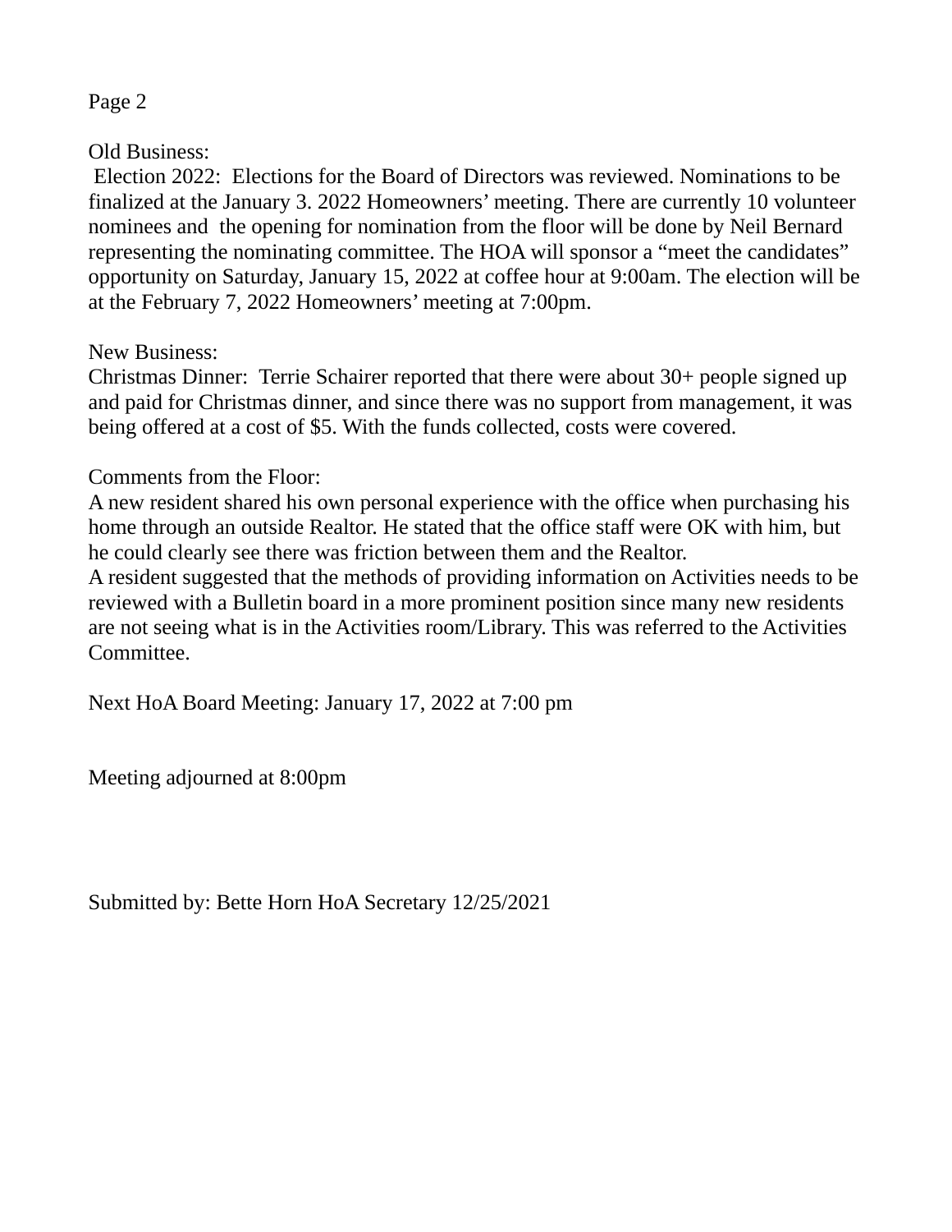Old Business:

Election 2022: Elections for the Board of Directors was reviewed. Nominations to be finalized at the January 3. 2022 Homeowners' meeting. There are currently 10 volunteer nominees and the opening for nomination from the floor will be done by Neil Bernard representing the nominating committee. The HOA will sponsor a "meet the candidates" opportunity on Saturday, January 15, 2022 at coffee hour at 9:00am. The election will be at the February 7, 2022 Homeowners' meeting at 7:00pm.

New Business:

Christmas Dinner: Terrie Schairer reported that there were about 30+ people signed up and paid for Christmas dinner, and since there was no support from management, it was being offered at a cost of $5. With the funds collected, costs were covered.

Comments from the Floor:

A new resident shared his own personal experience with the office when purchasing his home through an outside Realtor. He stated that the office staff were OK with him, but he could clearly see there was friction between them and the Realtor.

A resident suggested that the methods of providing information on Activities needs to be reviewed with a Bulletin board in a more prominent position since many new residents are not seeing what is in the Activities room/Library. This was referred to the Activities Committee.

Next HoA Board Meeting: January 17, 2022 at 7:00 pm

Meeting adjourned at 8:00pm

Submitted by: Bette Horn HoA Secretary 12/25/2021